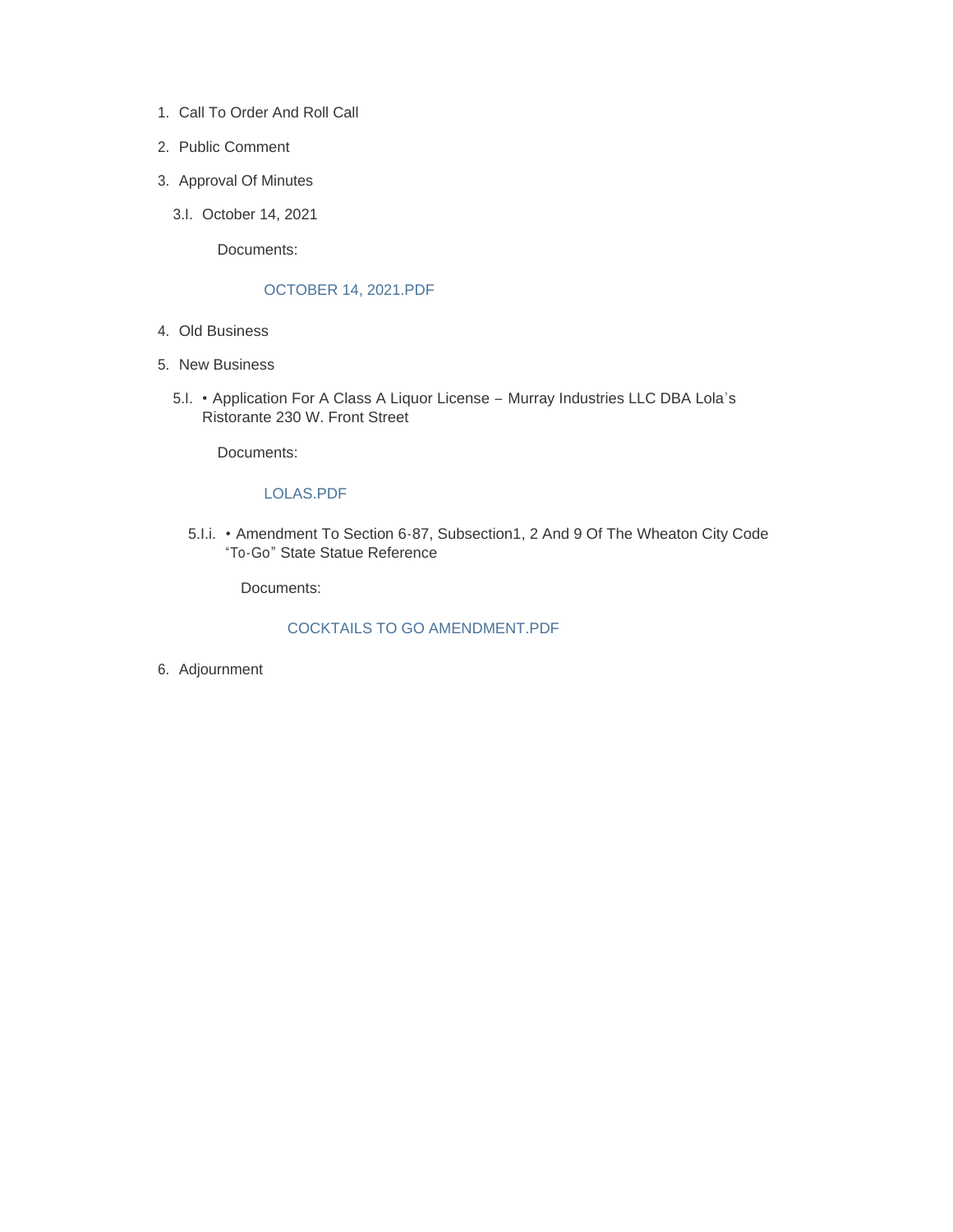1. Call To Order And Roll Call
2. Public Comment
3. Approval Of Minutes

   3.I. October 14, 2021

   Documents:

   OCTOBER 14, 2021.PDF

4. Old Business
5. New Business

   5.I. • Application For A Class A Liquor License – Murray Industries LLC DBA Lola's Ristorante 230 W. Front Street

   Documents:

   LOLAS.PDF

   5.I.i. • Amendment To Section 6-87, Subsection1, 2 And 9 Of The Wheaton City Code "To-Go" State Statue Reference

   Documents:

   COCKTAILS TO GO AMENDMENT.PDF

6. Adjournment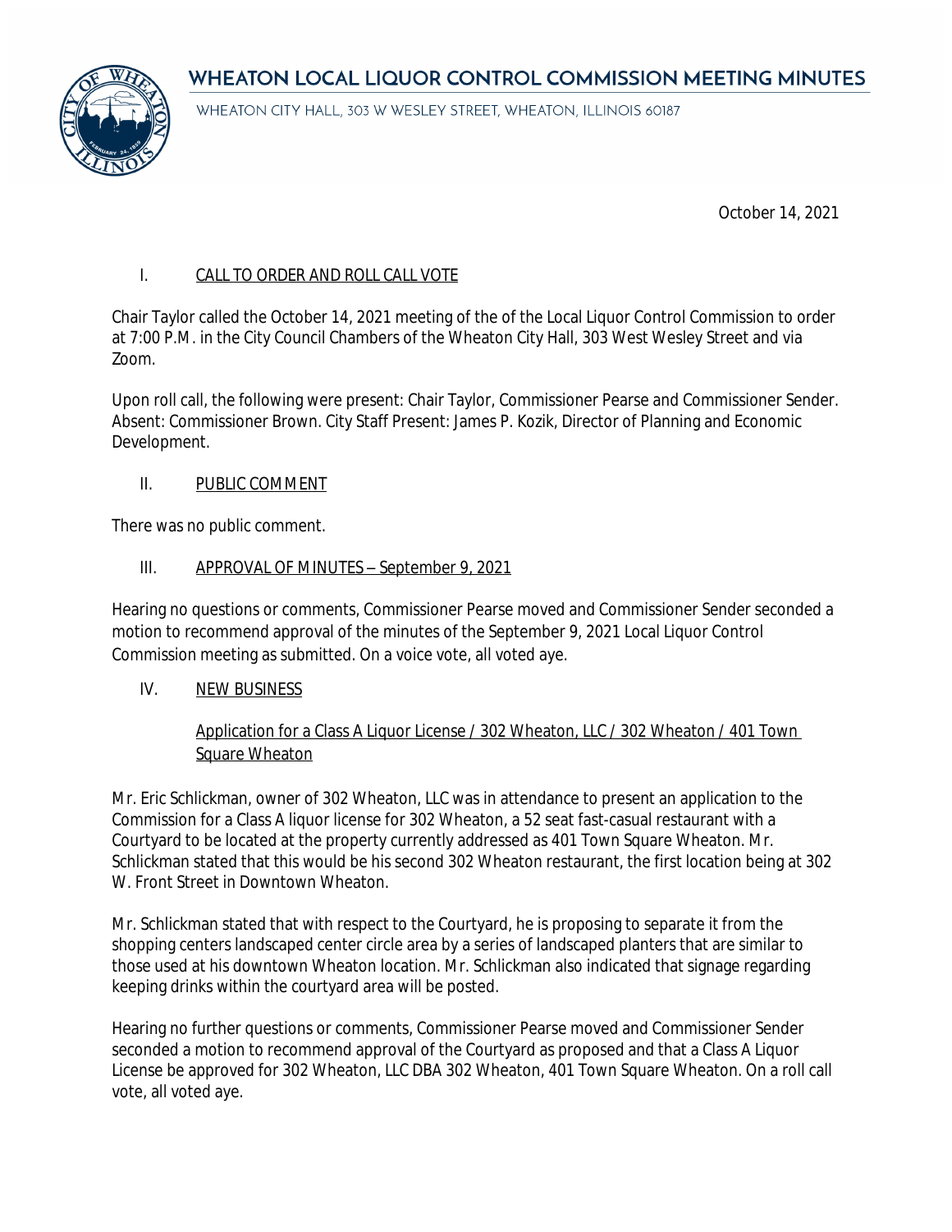# WHEATON LOCAL LIQUOR CONTROL COMMISSION MEETING MINUTES

WHEATON CITY HALL, 303 W WESLEY STREET, WHEATON, ILLINOIS 60187

October 14, 2021

## I. CALL TO ORDER AND ROLL CALL VOTE

Chair Taylor called the October 14, 2021 meeting of the of the Local Liquor Control Commission to order at 7:00 P.M. in the City Council Chambers of the Wheaton City Hall, 303 West Wesley Street and via Zoom.

Upon roll call, the following were present: Chair Taylor, Commissioner Pearse and Commissioner Sender. Absent: Commissioner Brown. City Staff Present: James P. Kozik, Director of Planning and Economic Development.

## II. PUBLIC COMMENT

There was no public comment.

## III. APPROVAL OF MINUTES – September 9, 2021

Hearing no questions or comments, Commissioner Pearse moved and Commissioner Sender seconded a motion to recommend approval of the minutes of the September 9, 2021 Local Liquor Control Commission meeting as submitted. On a voice vote, all voted aye.

## IV. NEW BUSINESS

### Application for a Class A Liquor License / 302 Wheaton, LLC / 302 Wheaton / 401 Town Square Wheaton

Mr. Eric Schlickman, owner of 302 Wheaton, LLC was in attendance to present an application to the Commission for a Class A liquor license for 302 Wheaton, a 52 seat fast-casual restaurant with a Courtyard to be located at the property currently addressed as 401 Town Square Wheaton. Mr. Schlickman stated that this would be his second 302 Wheaton restaurant, the first location being at 302 W. Front Street in Downtown Wheaton.

Mr. Schlickman stated that with respect to the Courtyard, he is proposing to separate it from the shopping centers landscaped center circle area by a series of landscaped planters that are similar to those used at his downtown Wheaton location. Mr. Schlickman also indicated that signage regarding keeping drinks within the courtyard area will be posted.

Hearing no further questions or comments, Commissioner Pearse moved and Commissioner Sender seconded a motion to recommend approval of the Courtyard as proposed and that a Class A Liquor License be approved for 302 Wheaton, LLC DBA 302 Wheaton, 401 Town Square Wheaton. On a roll call vote, all voted aye.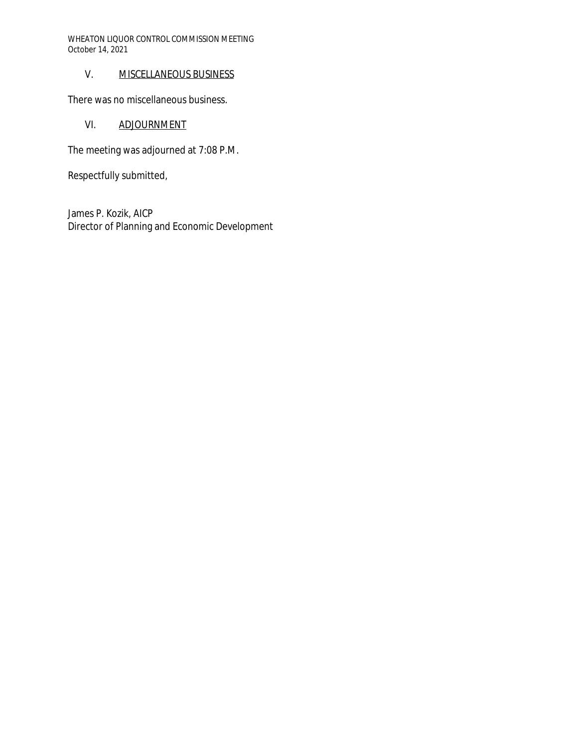## V. MISCELLANEOUS BUSINESS

There was no miscellaneous business.

## VI. ADJOURNMENT

The meeting was adjourned at 7:08 P.M.

Respectfully submitted,

James P. Kozik, AICP
Director of Planning and Economic Development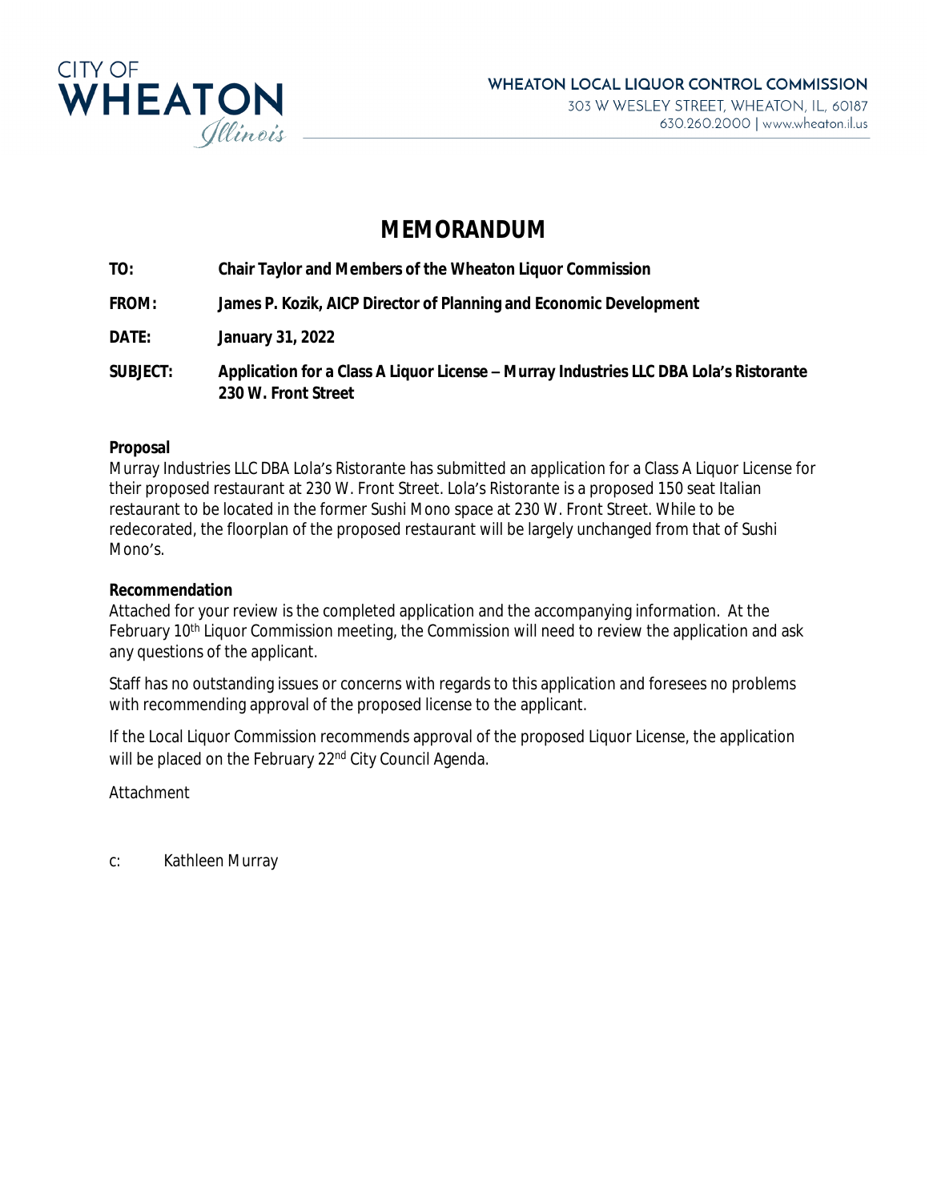CITY OF **WHEATON** *Illinois*

**WHEATON LOCAL LIQUOR CONTROL COMMISSION**
303 W WESLEY STREET, WHEATON, IL, 60187
630.260.2000 | www.wheaton.il.us

# MEMORANDUM

**TO:** **Chair Taylor and Members of the Wheaton Liquor Commission**

**FROM:** **James P. Kozik, AICP Director of Planning and Economic Development**

**DATE:** **January 31, 2022**

**SUBJECT:** **Application for a Class A Liquor License – Murray Industries LLC DBA Lola's Ristorante 230 W. Front Street**

**Proposal**

Murray Industries LLC DBA Lola's Ristorante has submitted an application for a Class A Liquor License for their proposed restaurant at 230 W. Front Street. Lola's Ristorante is a proposed 150 seat Italian restaurant to be located in the former Sushi Mono space at 230 W. Front Street. While to be redecorated, the floorplan of the proposed restaurant will be largely unchanged from that of Sushi Mono's.

**Recommendation**

Attached for your review is the completed application and the accompanying information. At the February 10th Liquor Commission meeting, the Commission will need to review the application and ask any questions of the applicant.

Staff has no outstanding issues or concerns with regards to this application and foresees no problems with recommending approval of the proposed license to the applicant.

If the Local Liquor Commission recommends approval of the proposed Liquor License, the application will be placed on the February 22nd City Council Agenda.

Attachment

c: Kathleen Murray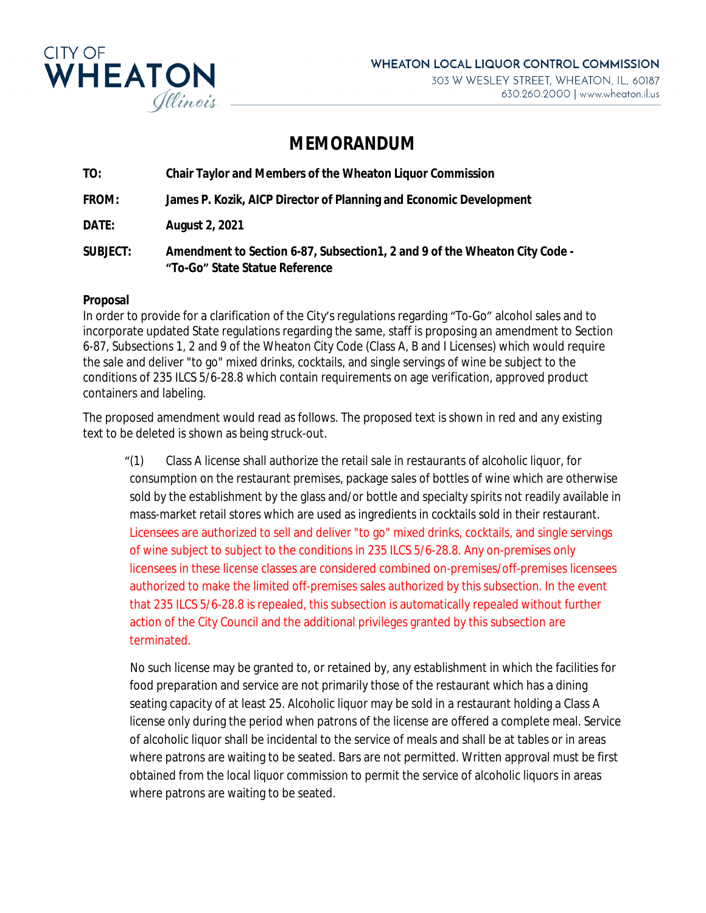CITY OF WHEATON Illinois

**WHEATON LOCAL LIQUOR CONTROL COMMISSION**
303 W WESLEY STREET, WHEATON, IL, 60187
630.260.2000 | www.wheaton.il.us

# MEMORANDUM

**TO:** Chair Taylor and Members of the Wheaton Liquor Commission

**FROM:** James P. Kozik, AICP Director of Planning and Economic Development

**DATE:** August 2, 2021

**SUBJECT:** Amendment to Section 6-87, Subsection1, 2 and 9 of the Wheaton City Code - "To-Go" State Statue Reference

**Proposal**

In order to provide for a clarification of the City's regulations regarding "To-Go" alcohol sales and to incorporate updated State regulations regarding the same, staff is proposing an amendment to Section 6-87, Subsections 1, 2 and 9 of the Wheaton City Code (Class A, B and I Licenses) which would require the sale and deliver "to go" mixed drinks, cocktails, and single servings of wine be subject to the conditions of 235 ILCS 5/6-28.8 which contain requirements on age verification, approved product containers and labeling.

The proposed amendment would read as follows. The proposed text is shown in red and any existing text to be deleted is shown as being struck-out.

> "(1) Class A license shall authorize the retail sale in restaurants of alcoholic liquor, for consumption on the restaurant premises, package sales of bottles of wine which are otherwise sold by the establishment by the glass and/or bottle and specialty spirits not readily available in mass-market retail stores which are used as ingredients in cocktails sold in their restaurant. Licensees are authorized to sell and deliver "to go" mixed drinks, cocktails, and single servings of wine subject to subject to the conditions in 235 ILCS 5/6-28.8. Any on-premises only licensees in these license classes are considered combined on-premises/off-premises licensees authorized to make the limited off-premises sales authorized by this subsection. In the event that 235 ILCS 5/6-28.8 is repealed, this subsection is automatically repealed without further action of the City Council and the additional privileges granted by this subsection are terminated.
>
> No such license may be granted to, or retained by, any establishment in which the facilities for food preparation and service are not primarily those of the restaurant which has a dining seating capacity of at least 25. Alcoholic liquor may be sold in a restaurant holding a Class A license only during the period when patrons of the license are offered a complete meal. Service of alcoholic liquor shall be incidental to the service of meals and shall be at tables or in areas where patrons are waiting to be seated. Bars are not permitted. Written approval must be first obtained from the local liquor commission to permit the service of alcoholic liquors in areas where patrons are waiting to be seated.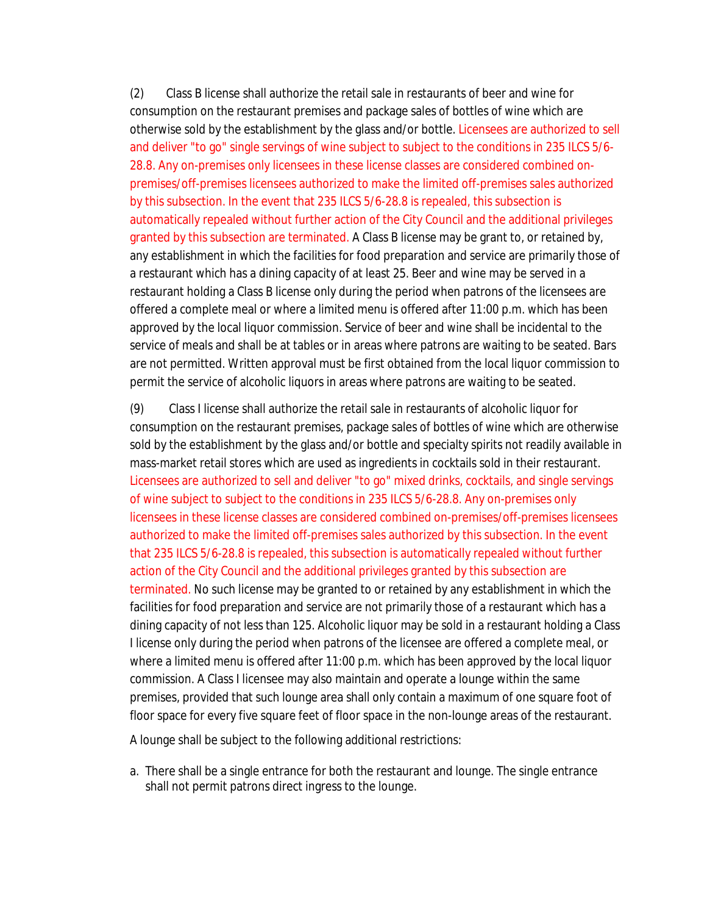(2) Class B license shall authorize the retail sale in restaurants of beer and wine for consumption on the restaurant premises and package sales of bottles of wine which are otherwise sold by the establishment by the glass and/or bottle. Licensees are authorized to sell and deliver "to go" single servings of wine subject to subject to the conditions in 235 ILCS 5/6-28.8. Any on-premises only licensees in these license classes are considered combined on-premises/off-premises licensees authorized to make the limited off-premises sales authorized by this subsection. In the event that 235 ILCS 5/6-28.8 is repealed, this subsection is automatically repealed without further action of the City Council and the additional privileges granted by this subsection are terminated. A Class B license may be grant to, or retained by, any establishment in which the facilities for food preparation and service are primarily those of a restaurant which has a dining capacity of at least 25. Beer and wine may be served in a restaurant holding a Class B license only during the period when patrons of the licensees are offered a complete meal or where a limited menu is offered after 11:00 p.m. which has been approved by the local liquor commission. Service of beer and wine shall be incidental to the service of meals and shall be at tables or in areas where patrons are waiting to be seated. Bars are not permitted. Written approval must be first obtained from the local liquor commission to permit the service of alcoholic liquors in areas where patrons are waiting to be seated.

(9) Class I license shall authorize the retail sale in restaurants of alcoholic liquor for consumption on the restaurant premises, package sales of bottles of wine which are otherwise sold by the establishment by the glass and/or bottle and specialty spirits not readily available in mass-market retail stores which are used as ingredients in cocktails sold in their restaurant. Licensees are authorized to sell and deliver "to go" mixed drinks, cocktails, and single servings of wine subject to subject to the conditions in 235 ILCS 5/6-28.8. Any on-premises only licensees in these license classes are considered combined on-premises/off-premises licensees authorized to make the limited off-premises sales authorized by this subsection. In the event that 235 ILCS 5/6-28.8 is repealed, this subsection is automatically repealed without further action of the City Council and the additional privileges granted by this subsection are terminated. No such license may be granted to or retained by any establishment in which the facilities for food preparation and service are not primarily those of a restaurant which has a dining capacity of not less than 125. Alcoholic liquor may be sold in a restaurant holding a Class I license only during the period when patrons of the licensee are offered a complete meal, or where a limited menu is offered after 11:00 p.m. which has been approved by the local liquor commission. A Class I licensee may also maintain and operate a lounge within the same premises, provided that such lounge area shall only contain a maximum of one square foot of floor space for every five square feet of floor space in the non-lounge areas of the restaurant.

A lounge shall be subject to the following additional restrictions:

a. There shall be a single entrance for both the restaurant and lounge. The single entrance shall not permit patrons direct ingress to the lounge.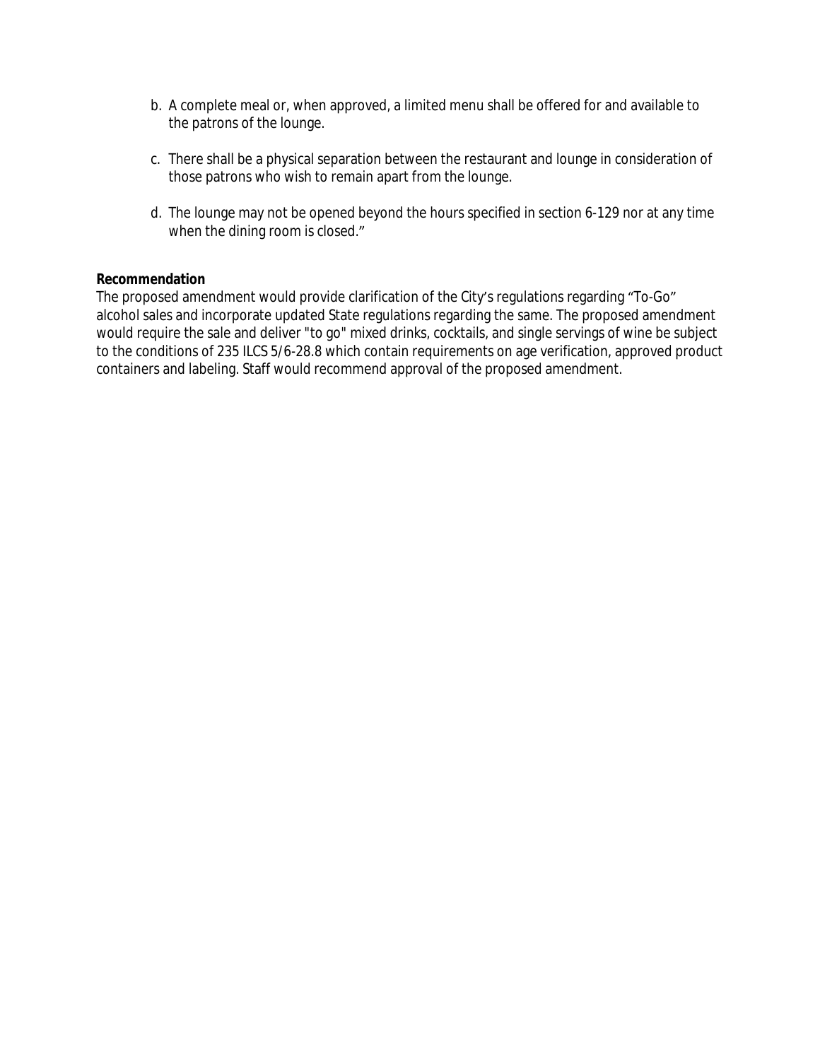b. A complete meal or, when approved, a limited menu shall be offered for and available to the patrons of the lounge.

c. There shall be a physical separation between the restaurant and lounge in consideration of those patrons who wish to remain apart from the lounge.

d. The lounge may not be opened beyond the hours specified in section 6-129 nor at any time when the dining room is closed."

**Recommendation**

The proposed amendment would provide clarification of the City's regulations regarding "To-Go" alcohol sales and incorporate updated State regulations regarding the same. The proposed amendment would require the sale and deliver "to go" mixed drinks, cocktails, and single servings of wine be subject to the conditions of 235 ILCS 5/6-28.8 which contain requirements on age verification, approved product containers and labeling. Staff would recommend approval of the proposed amendment.